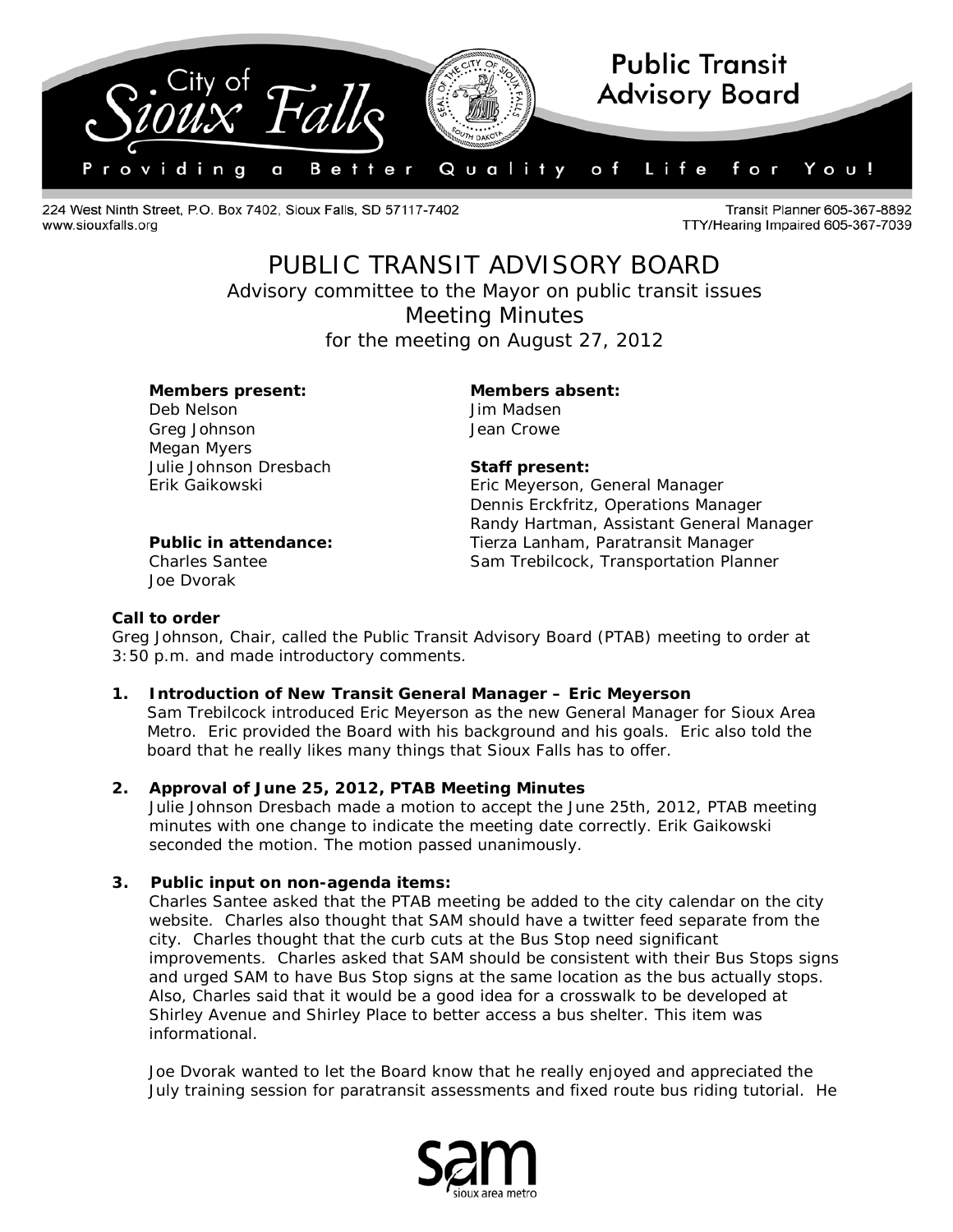City of Sioux Falls — Public Transit Advisory Board

Providing a Better Quality of Life for You!

224 West Ninth Street, P.O. Box 7402, Sioux Falls, SD 57117-7402
www.siouxfalls.org

Transit Planner 605-367-8892
TTY/Hearing Impaired 605-367-7039

# PUBLIC TRANSIT ADVISORY BOARD

Advisory committee to the Mayor on public transit issues

## Meeting Minutes

for the meeting on August 27, 2012

**Members present:**
Deb Nelson
Greg Johnson
Megan Myers
Julie Johnson Dresbach
Erik Gaikowski

**Members absent:**
Jim Madsen
Jean Crowe

**Staff present:**
Eric Meyerson, General Manager
Dennis Erckfritz, Operations Manager
Randy Hartman, Assistant General Manager
Tierza Lanham, Paratransit Manager
Sam Trebilcock, Transportation Planner

**Public in attendance:**
Charles Santee
Joe Dvorak

**Call to order**

Greg Johnson, Chair, called the Public Transit Advisory Board (PTAB) meeting to order at 3:50 p.m. and made introductory comments.

1. **Introduction of New Transit General Manager – Eric Meyerson**
   Sam Trebilcock introduced Eric Meyerson as the new General Manager for Sioux Area Metro. Eric provided the Board with his background and his goals. Eric also told the board that he really likes many things that Sioux Falls has to offer.

2. **Approval of June 25, 2012, PTAB Meeting Minutes**
   Julie Johnson Dresbach made a motion to accept the June 25th, 2012, PTAB meeting minutes with one change to indicate the meeting date correctly. Erik Gaikowski seconded the motion. The motion passed unanimously.

3. **Public input on non-agenda items:**
   Charles Santee asked that the PTAB meeting be added to the city calendar on the city website. Charles also thought that SAM should have a twitter feed separate from the city. Charles thought that the curb cuts at the Bus Stop need significant improvements. Charles asked that SAM should be consistent with their Bus Stops signs and urged SAM to have Bus Stop signs at the same location as the bus actually stops. Also, Charles said that it would be a good idea for a crosswalk to be developed at Shirley Avenue and Shirley Place to better access a bus shelter. This item was informational.

   Joe Dvorak wanted to let the Board know that he really enjoyed and appreciated the July training session for paratransit assessments and fixed route bus riding tutorial. He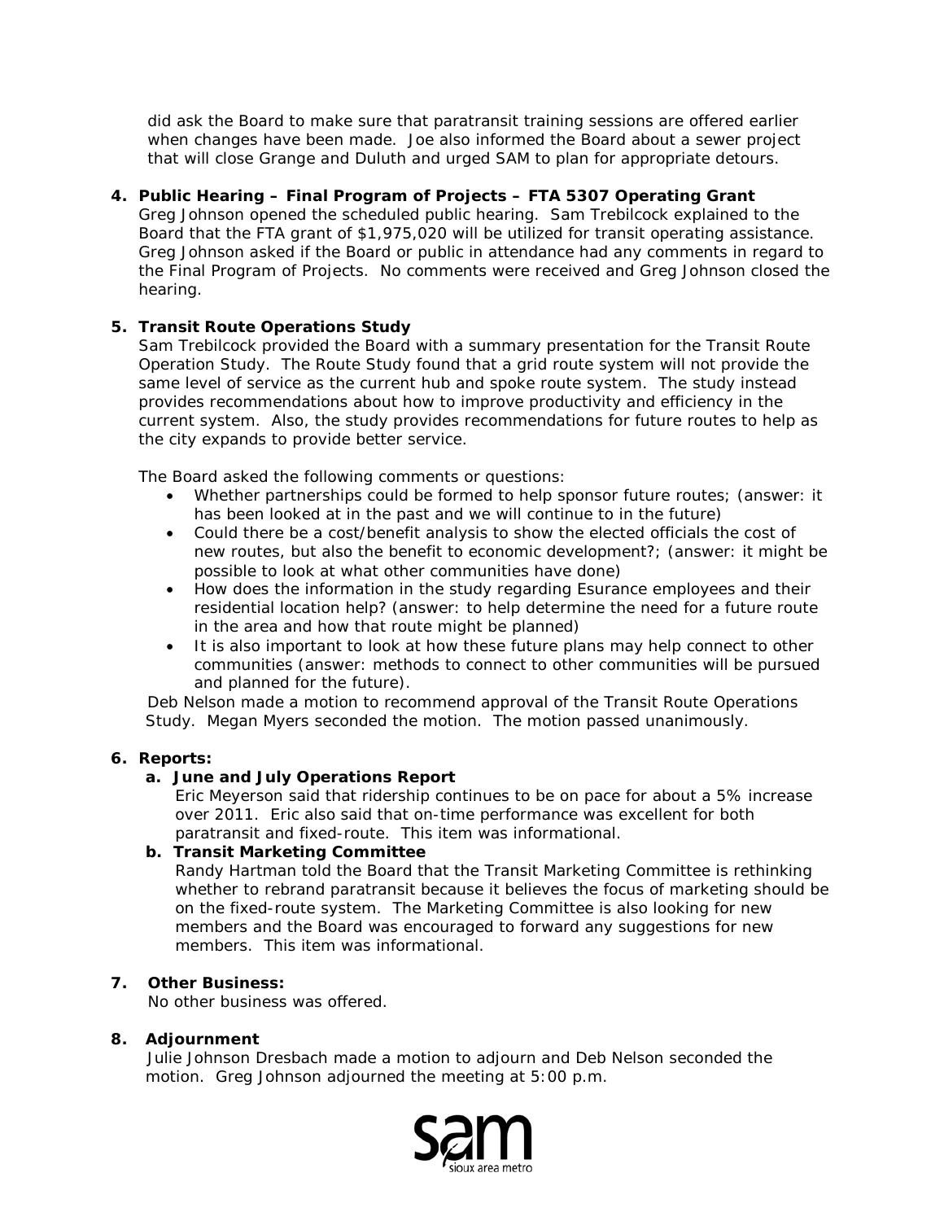did ask the Board to make sure that paratransit training sessions are offered earlier when changes have been made. Joe also informed the Board about a sewer project that will close Grange and Duluth and urged SAM to plan for appropriate detours.

**4. Public Hearing – Final Program of Projects – FTA 5307 Operating Grant**

Greg Johnson opened the scheduled public hearing. Sam Trebilcock explained to the Board that the FTA grant of $1,975,020 will be utilized for transit operating assistance. Greg Johnson asked if the Board or public in attendance had any comments in regard to the Final Program of Projects. No comments were received and Greg Johnson closed the hearing.

**5. Transit Route Operations Study**

Sam Trebilcock provided the Board with a summary presentation for the Transit Route Operation Study. The Route Study found that a grid route system will not provide the same level of service as the current hub and spoke route system. The study instead provides recommendations about how to improve productivity and efficiency in the current system. Also, the study provides recommendations for future routes to help as the city expands to provide better service.

The Board asked the following comments or questions:

- Whether partnerships could be formed to help sponsor future routes; (answer: it has been looked at in the past and we will continue to in the future)
- Could there be a cost/benefit analysis to show the elected officials the cost of new routes, but also the benefit to economic development?; (answer: it might be possible to look at what other communities have done)
- How does the information in the study regarding Esurance employees and their residential location help? (answer: to help determine the need for a future route in the area and how that route might be planned)
- It is also important to look at how these future plans may help connect to other communities (answer: methods to connect to other communities will be pursued and planned for the future).

Deb Nelson made a motion to recommend approval of the Transit Route Operations Study. Megan Myers seconded the motion. The motion passed unanimously.

**6. Reports:**

**a. June and July Operations Report**

Eric Meyerson said that ridership continues to be on pace for about a 5% increase over 2011. Eric also said that on-time performance was excellent for both paratransit and fixed-route. This item was informational.

**b. Transit Marketing Committee**

Randy Hartman told the Board that the Transit Marketing Committee is rethinking whether to rebrand paratransit because it believes the focus of marketing should be on the fixed-route system. The Marketing Committee is also looking for new members and the Board was encouraged to forward any suggestions for new members. This item was informational.

**7. Other Business:**

No other business was offered.

**8. Adjournment**

Julie Johnson Dresbach made a motion to adjourn and Deb Nelson seconded the motion. Greg Johnson adjourned the meeting at 5:00 p.m.

sam
sioux area metro